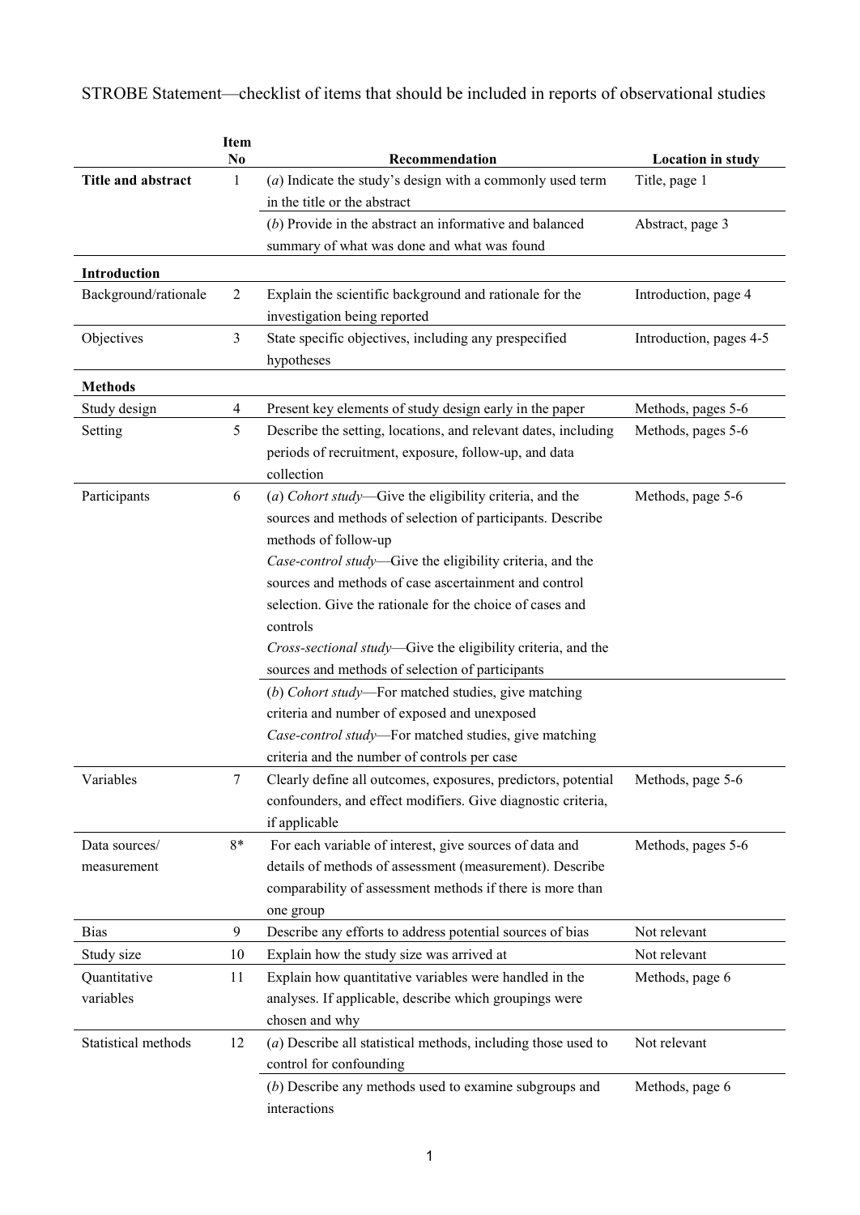STROBE Statement—checklist of items that should be included in reports of observational studies

| | Item No | Recommendation | Location in study |
|---|---|---|---|
| **Title and abstract** | 1 | (*a*) Indicate the study's design with a commonly used term in the title or the abstract | Title, page 1 |
| | | (*b*) Provide in the abstract an informative and balanced summary of what was done and what was found | Abstract, page 3 |
| **Introduction** | | | |
| Background/rationale | 2 | Explain the scientific background and rationale for the investigation being reported | Introduction, page 4 |
| Objectives | 3 | State specific objectives, including any prespecified hypotheses | Introduction, pages 4-5 |
| **Methods** | | | |
| Study design | 4 | Present key elements of study design early in the paper | Methods, pages 5-6 |
| Setting | 5 | Describe the setting, locations, and relevant dates, including periods of recruitment, exposure, follow-up, and data collection | Methods, pages 5-6 |
| Participants | 6 | (*a*) *Cohort study*—Give the eligibility criteria, and the sources and methods of selection of participants. Describe methods of follow-up<br>*Case-control study*—Give the eligibility criteria, and the sources and methods of case ascertainment and control selection. Give the rationale for the choice of cases and controls<br>*Cross-sectional study*—Give the eligibility criteria, and the sources and methods of selection of participants | Methods, page 5-6 |
| | | (*b*) *Cohort study*—For matched studies, give matching criteria and number of exposed and unexposed<br>*Case-control study*—For matched studies, give matching criteria and the number of controls per case | |
| Variables | 7 | Clearly define all outcomes, exposures, predictors, potential confounders, and effect modifiers. Give diagnostic criteria, if applicable | Methods, page 5-6 |
| Data sources/ measurement | 8* | For each variable of interest, give sources of data and details of methods of assessment (measurement). Describe comparability of assessment methods if there is more than one group | Methods, pages 5-6 |
| Bias | 9 | Describe any efforts to address potential sources of bias | Not relevant |
| Study size | 10 | Explain how the study size was arrived at | Not relevant |
| Quantitative variables | 11 | Explain how quantitative variables were handled in the analyses. If applicable, describe which groupings were chosen and why | Methods, page 6 |
| Statistical methods | 12 | (*a*) Describe all statistical methods, including those used to control for confounding | Not relevant |
| | | (*b*) Describe any methods used to examine subgroups and interactions | Methods, page 6 |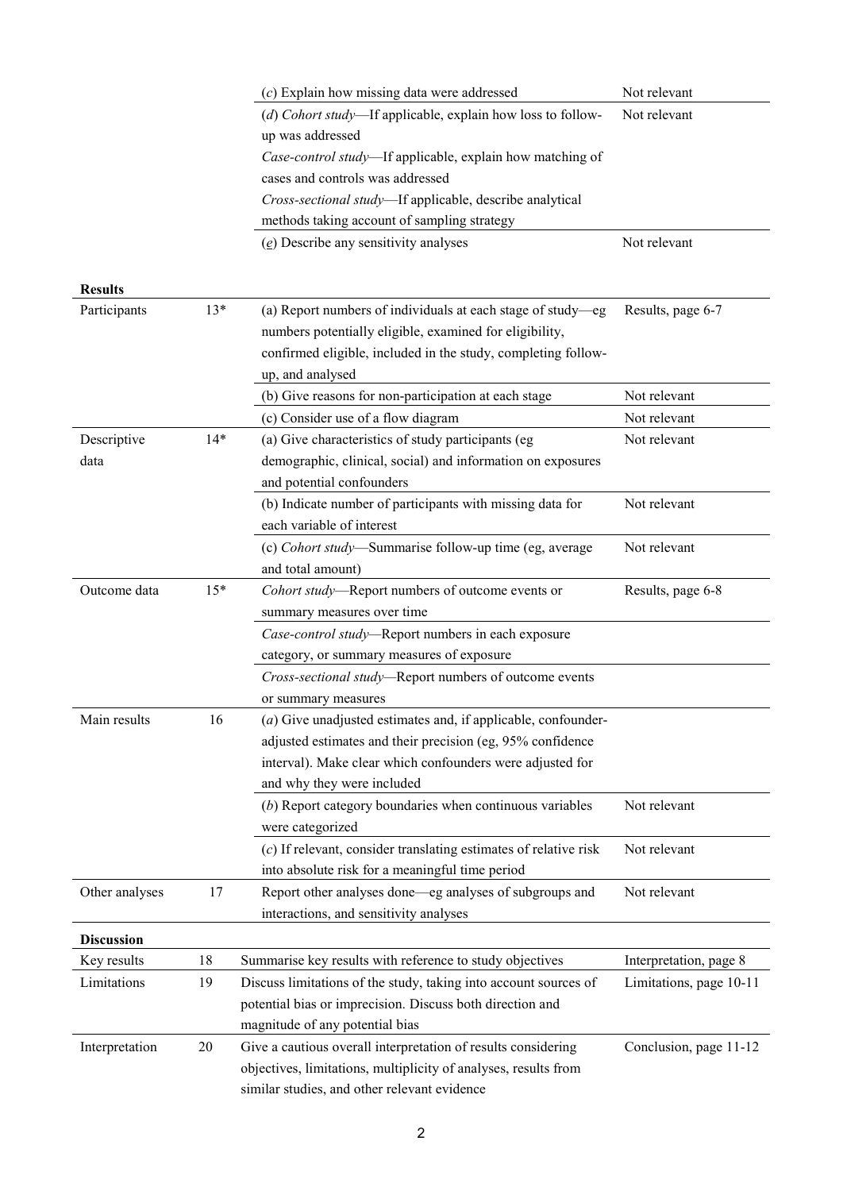| | | | |
|---|---|---|---|
| | | (*c*) Explain how missing data were addressed | Not relevant |
| | | (*d*) *Cohort study*—If applicable, explain how loss to follow-up was addressed<br>*Case-control study*—If applicable, explain how matching of cases and controls was addressed<br>*Cross-sectional study*—If applicable, describe analytical methods taking account of sampling strategy | Not relevant |
| | | (*e*) Describe any sensitivity analyses | Not relevant |
| **Results** | | | |
| Participants | 13* | (a) Report numbers of individuals at each stage of study—eg numbers potentially eligible, examined for eligibility, confirmed eligible, included in the study, completing follow-up, and analysed | Results, page 6-7 |
| | | (b) Give reasons for non-participation at each stage | Not relevant |
| | | (c) Consider use of a flow diagram | Not relevant |
| Descriptive data | 14* | (a) Give characteristics of study participants (eg demographic, clinical, social) and information on exposures and potential confounders | Not relevant |
| | | (b) Indicate number of participants with missing data for each variable of interest | Not relevant |
| | | (c) *Cohort study*—Summarise follow-up time (eg, average and total amount) | Not relevant |
| Outcome data | 15* | *Cohort study*—Report numbers of outcome events or summary measures over time | Results, page 6-8 |
| | | *Case-control study*—Report numbers in each exposure category, or summary measures of exposure | |
| | | *Cross-sectional study*—Report numbers of outcome events or summary measures | |
| Main results | 16 | (*a*) Give unadjusted estimates and, if applicable, confounder-adjusted estimates and their precision (eg, 95% confidence interval). Make clear which confounders were adjusted for and why they were included | |
| | | (*b*) Report category boundaries when continuous variables were categorized | Not relevant |
| | | (*c*) If relevant, consider translating estimates of relative risk into absolute risk for a meaningful time period | Not relevant |
| Other analyses | 17 | Report other analyses done—eg analyses of subgroups and interactions, and sensitivity analyses | Not relevant |
| **Discussion** | | | |
| Key results | 18 | Summarise key results with reference to study objectives | Interpretation, page 8 |
| Limitations | 19 | Discuss limitations of the study, taking into account sources of potential bias or imprecision. Discuss both direction and magnitude of any potential bias | Limitations, page 10-11 |
| Interpretation | 20 | Give a cautious overall interpretation of results considering objectives, limitations, multiplicity of analyses, results from similar studies, and other relevant evidence | Conclusion, page 11-12 |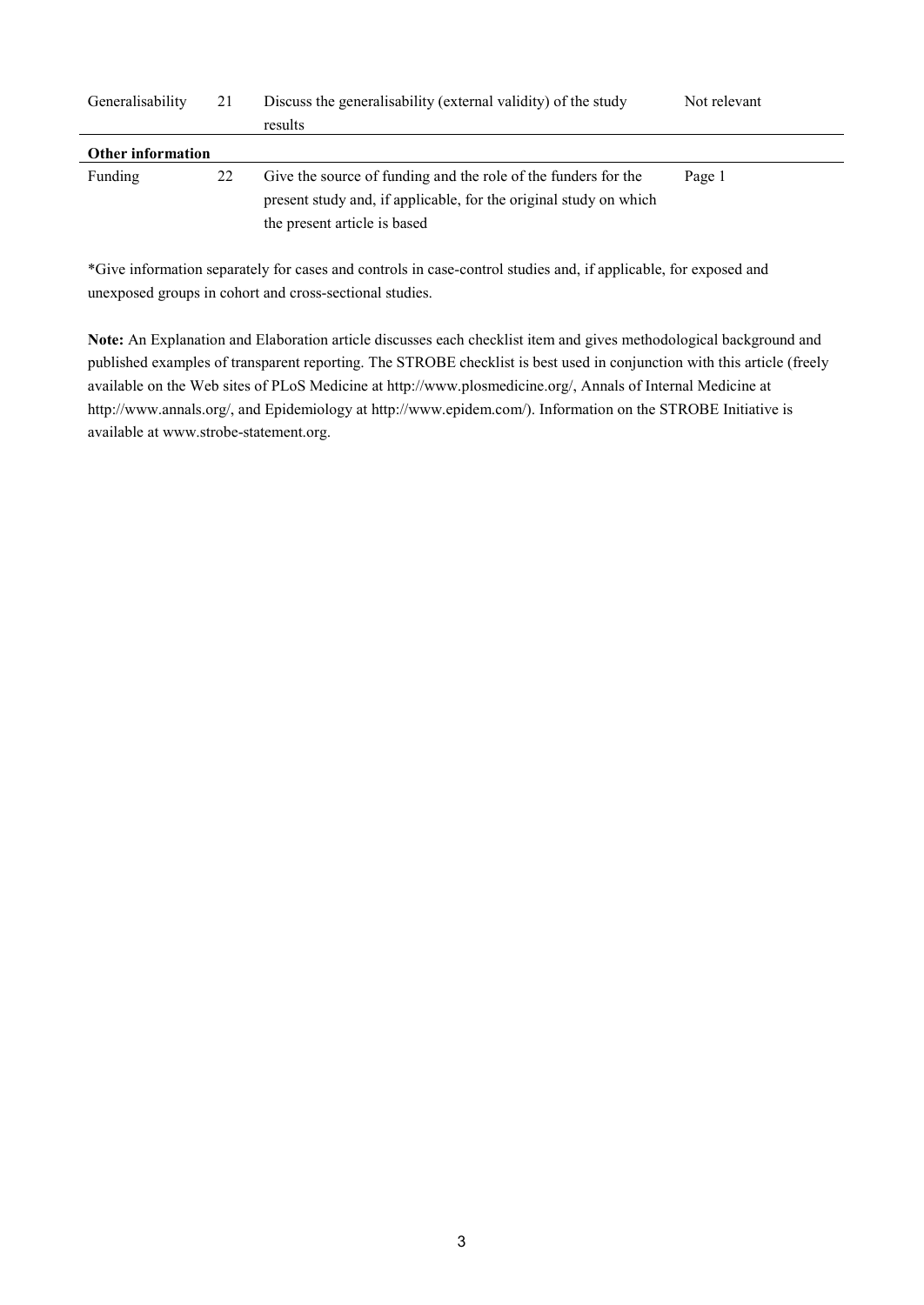| | | | |
|---|---|---|---|
| Generalisability | 21 | Discuss the generalisability (external validity) of the study results | Not relevant |
| **Other information** | | | |
| Funding | 22 | Give the source of funding and the role of the funders for the present study and, if applicable, for the original study on which the present article is based | Page 1 |

*Give information separately for cases and controls in case-control studies and, if applicable, for exposed and unexposed groups in cohort and cross-sectional studies.

**Note:** An Explanation and Elaboration article discusses each checklist item and gives methodological background and published examples of transparent reporting. The STROBE checklist is best used in conjunction with this article (freely available on the Web sites of PLoS Medicine at http://www.plosmedicine.org/, Annals of Internal Medicine at http://www.annals.org/, and Epidemiology at http://www.epidem.com/). Information on the STROBE Initiative is available at www.strobe-statement.org.